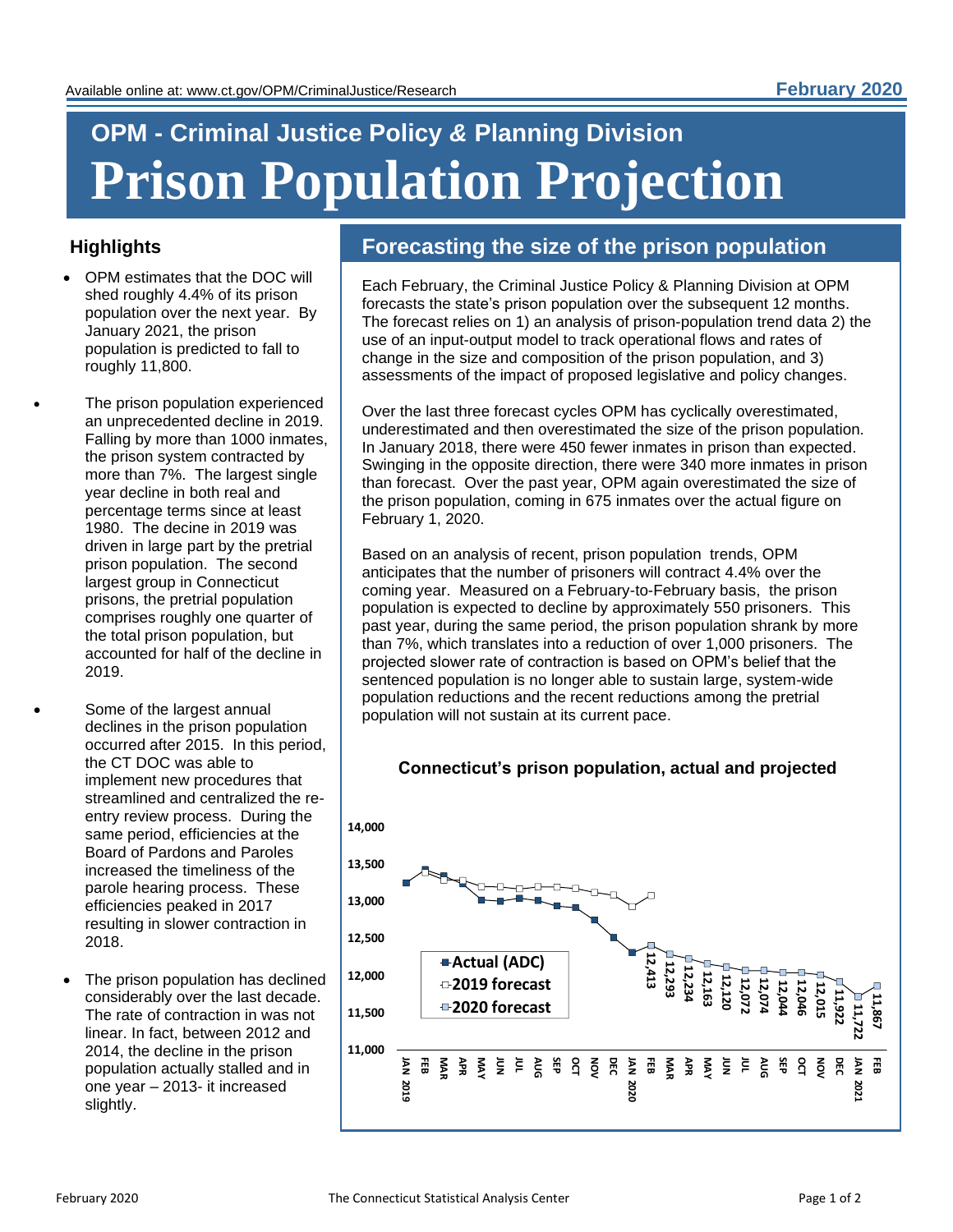# OPM - Criminal Justice Policy & Planning Division

# Prison Population Projection

February 2020

Available online at: www.ct.gov/OPM/CriminalJustice/Research

## Highlights

- OPM estimates that the DOC will shed roughly 4.4% of its prison population over the next year. By January 2021, the prison population is predicted to fall to roughly 11,800.
- The prison population experienced an unprecedented decline in 2019. Falling by more than 1000 inmates, the prison system contracted by more than 7%. The largest single year decline in both real and percentage terms since at least 1980. The decine in 2019 was driven in large part by the pretrial prison population. The second largest group in Connecticut prisons, the pretrial population comprises roughly one quarter of the total prison population, but accounted for half of the decline in 2019.
- Some of the largest annual declines in the prison population occurred after 2015. In this period, the CT DOC was able to implement new procedures that streamlined and centralized the re-entry review process. During the same period, efficiencies at the Board of Pardons and Paroles increased the timeliness of the parole hearing process. These efficiencies peaked in 2017 resulting in slower contraction in 2018.
- The prison population has declined considerably over the last decade. The rate of contraction in was not linear. In fact, between 2012 and 2014, the decline in the prison population actually stalled and in one year – 2013- it increased slightly.

## Forecasting the size of the prison population

Each February, the Criminal Justice Policy & Planning Division at OPM forecasts the state's prison population over the subsequent 12 months. The forecast relies on 1) an analysis of prison-population trend data 2) the use of an input-output model to track operational flows and rates of change in the size and composition of the prison population, and 3) assessments of the impact of proposed legislative and policy changes.

Over the last three forecast cycles OPM has cyclically overestimated, underestimated and then overestimated the size of the prison population. In January 2018, there were 450 fewer inmates in prison than expected. Swinging in the opposite direction, there were 340 more inmates in prison than forecast. Over the past year, OPM again overestimated the size of the prison population, coming in 675 inmates over the actual figure on February 1, 2020.

Based on an analysis of recent, prison population trends, OPM anticipates that the number of prisoners will contract 4.4% over the coming year. Measured on a February-to-February basis, the prison population is expected to decline by approximately 550 prisoners. This past year, during the same period, the prison population shrank by more than 7%, which translates into a reduction of over 1,000 prisoners. The projected slower rate of contraction is based on OPM's belief that the sentenced population is no longer able to sustain large, system-wide population reductions and the recent reductions among the pretrial population will not sustain at its current pace.

**Connecticut's prison population, actual and projected**

| Month | 2020 forecast |
|---|---|
| FEB 2020 | 12,413 |
| MAR | 12,293 |
| APR | 12,234 |
| MAY | 12,163 |
| JUN | 12,120 |
| JUL | 12,072 |
| AUG | 12,074 |
| SEP | 12,044 |
| OCT | 12,046 |
| NOV | 12,015 |
| DEC | 11,922 |
| JAN 2021 | 11,722 |
| FEB | 11,867 |

Legend: Actual (ADC); 2019 forecast; 2020 forecast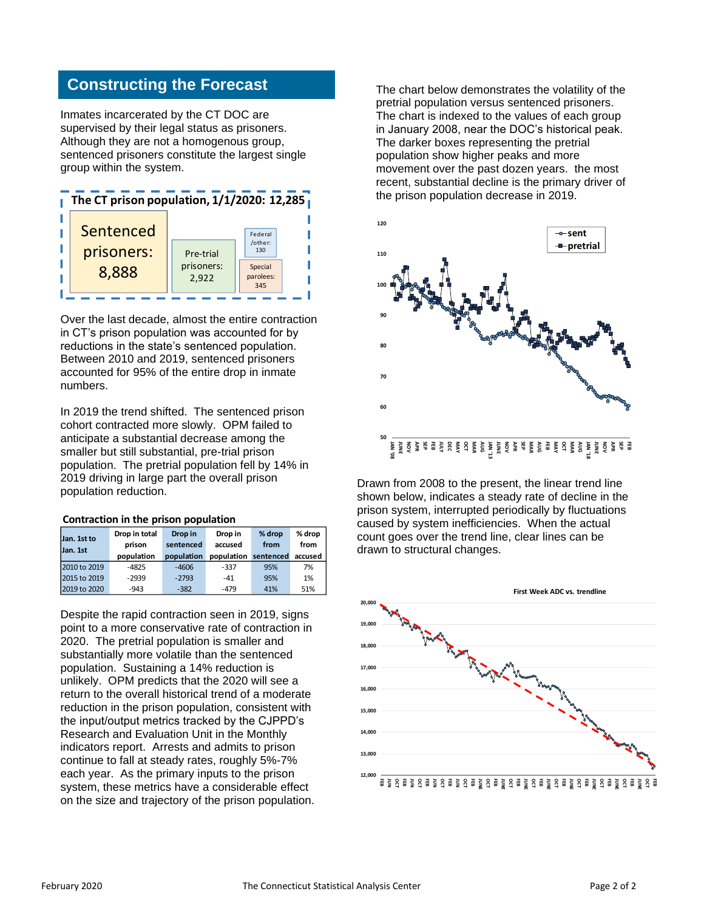## Constructing the Forecast

Inmates incarcerated by the CT DOC are supervised by their legal status as prisoners. Although they are not a homogenous group, sentenced prisoners constitute the largest single group within the system.

**The CT prison population, 1/1/2020: 12,285**

Sentenced prisoners: 8,888

Pre-trial prisoners: 2,922

Federal /other: 130

Special parolees: 345

Over the last decade, almost the entire contraction in CT's prison population was accounted for by reductions in the state's sentenced population. Between 2010 and 2019, sentenced prisoners accounted for 95% of the entire drop in inmate numbers.

In 2019 the trend shifted. The sentenced prison cohort contracted more slowly. OPM failed to anticipate a substantial decrease among the smaller but still substantial, pre-trial prison population. The pretrial population fell by 14% in 2019 driving in large part the overall prison population reduction.

**Contraction in the prison population**

| Jan. 1st to Jan. 1st | Drop in total prison population | Drop in sentenced population | Drop in accused population | % drop from sentenced | % drop from accused |
|---|---|---|---|---|---|
| 2010 to 2019 | -4825 | -4606 | -337 | 95% | 7% |
| 2015 to 2019 | -2939 | -2793 | -41 | 95% | 1% |
| 2019 to 2020 | -943 | -382 | -479 | 41% | 51% |

Despite the rapid contraction seen in 2019, signs point to a more conservative rate of contraction in 2020. The pretrial population is smaller and substantially more volatile than the sentenced population. Sustaining a 14% reduction is unlikely. OPM predicts that the 2020 will see a return to the overall historical trend of a moderate reduction in the prison population, consistent with the input/output metrics tracked by the CJPPD's Research and Evaluation Unit in the Monthly indicators report. Arrests and admits to prison continue to fall at steady rates, roughly 5%-7% each year. As the primary inputs to the prison system, these metrics have a considerable effect on the size and trajectory of the prison population.

The chart below demonstrates the volatility of the pretrial population versus sentenced prisoners. The chart is indexed to the values of each group in January 2008, near the DOC's historical peak. The darker boxes representing the pretrial population show higher peaks and more movement over the past dozen years. the most recent, substantial decline is the primary driver of the prison population decrease in 2019.

sent
pretrial
120
110
100
90
80
70
60
50
JAN '08 JUNE NOV APR SEP FEB JULY DEC MAY OCT MAR AUG JAN '13 JUNE NOV APR SEP FEB JULY DEC MAY OCT MAR AUG JAN '18 JUNE NOV APR SEP FEB

Drawn from 2008 to the present, the linear trend line shown below, indicates a steady rate of decline in the prison system, interrupted periodically by fluctuations caused by system inefficiencies. When the actual count goes over the trend line, clear lines can be drawn to structural changes.

First Week ADC vs. trendline
20,000
19,000
18,000
17,000
16,000
15,000
14,000
13,000
12,000
FEB JUN OCT FEB JUN OCT FEB JUN OCT FEB JUN OCT FEB JUNE OCT FEB JUNE OCT FEB JUNE OCT FEB JUNE OCT FEB JUNE OCT FEB JUNE OCT FEB JUNE OCT FEB JUNE OCT FEB